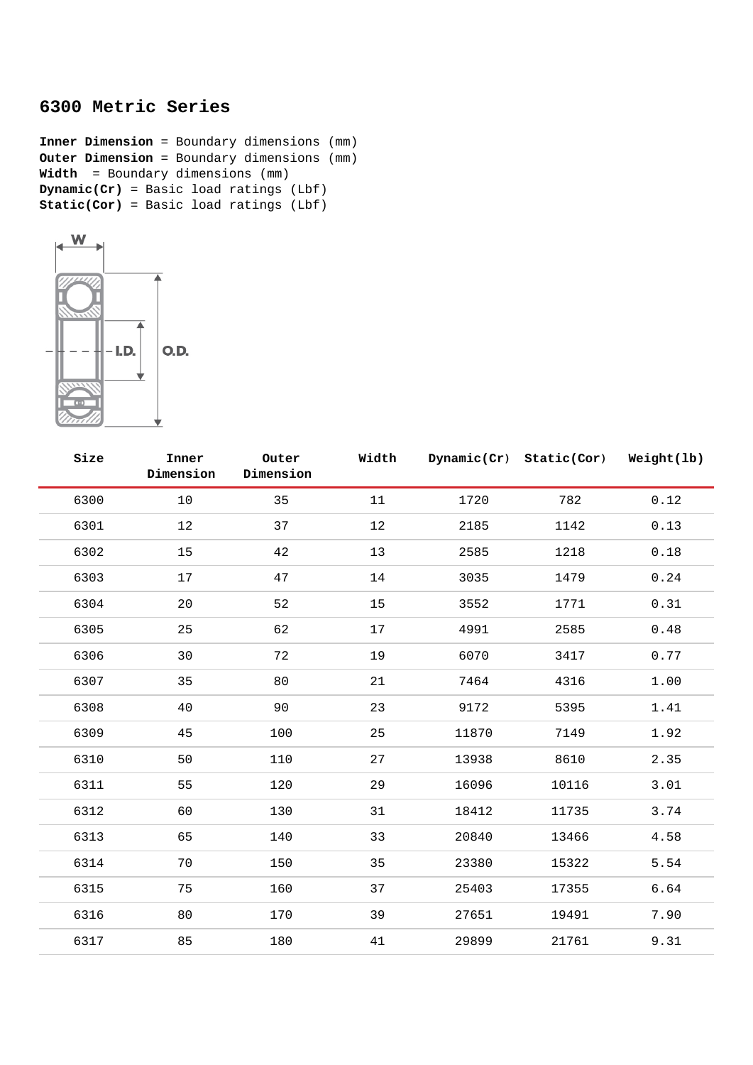## 6300 Metric Series

**Inner Dimension** = Boundary dimensions (mm)
**Outer Dimension** = Boundary dimensions (mm)
**Width** = Boundary dimensions (mm)
**Dynamic(Cr)** = Basic load ratings (Lbf)
**Static(Cor)** = Basic load ratings (Lbf)

| Size | Inner Dimension | Outer Dimension | Width | Dynamic(Cr) | Static(Cor) | Weight(lb) |
|---|---|---|---|---|---|---|
| 6300 | 10 | 35 | 11 | 1720 | 782 | 0.12 |
| 6301 | 12 | 37 | 12 | 2185 | 1142 | 0.13 |
| 6302 | 15 | 42 | 13 | 2585 | 1218 | 0.18 |
| 6303 | 17 | 47 | 14 | 3035 | 1479 | 0.24 |
| 6304 | 20 | 52 | 15 | 3552 | 1771 | 0.31 |
| 6305 | 25 | 62 | 17 | 4991 | 2585 | 0.48 |
| 6306 | 30 | 72 | 19 | 6070 | 3417 | 0.77 |
| 6307 | 35 | 80 | 21 | 7464 | 4316 | 1.00 |
| 6308 | 40 | 90 | 23 | 9172 | 5395 | 1.41 |
| 6309 | 45 | 100 | 25 | 11870 | 7149 | 1.92 |
| 6310 | 50 | 110 | 27 | 13938 | 8610 | 2.35 |
| 6311 | 55 | 120 | 29 | 16096 | 10116 | 3.01 |
| 6312 | 60 | 130 | 31 | 18412 | 11735 | 3.74 |
| 6313 | 65 | 140 | 33 | 20840 | 13466 | 4.58 |
| 6314 | 70 | 150 | 35 | 23380 | 15322 | 5.54 |
| 6315 | 75 | 160 | 37 | 25403 | 17355 | 6.64 |
| 6316 | 80 | 170 | 39 | 27651 | 19491 | 7.90 |
| 6317 | 85 | 180 | 41 | 29899 | 21761 | 9.31 |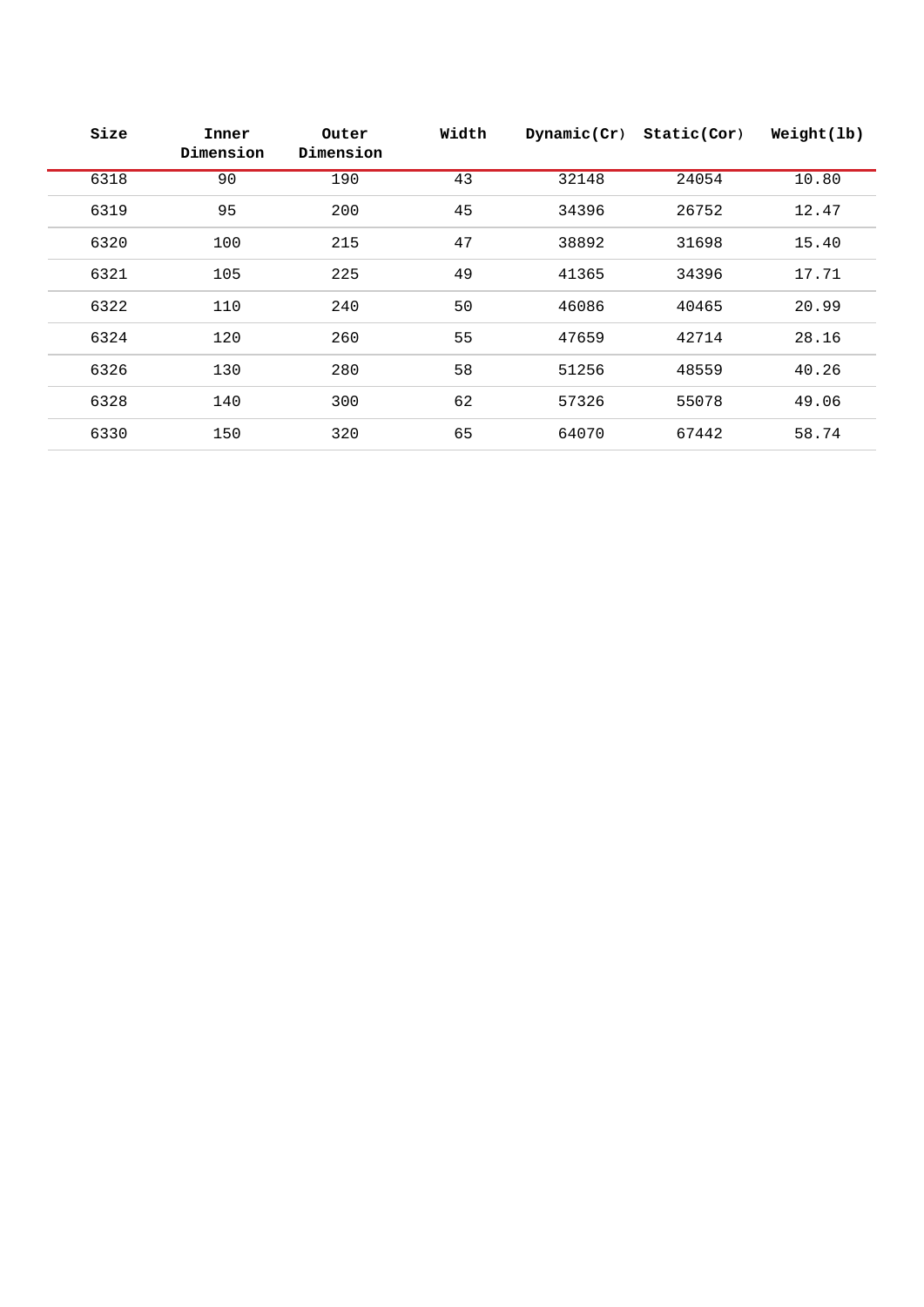| Size | Inner Dimension | Outer Dimension | Width | Dynamic(Cr) | Static(Cor) | Weight(lb) |
|---|---|---|---|---|---|---|
| 6318 | 90 | 190 | 43 | 32148 | 24054 | 10.80 |
| 6319 | 95 | 200 | 45 | 34396 | 26752 | 12.47 |
| 6320 | 100 | 215 | 47 | 38892 | 31698 | 15.40 |
| 6321 | 105 | 225 | 49 | 41365 | 34396 | 17.71 |
| 6322 | 110 | 240 | 50 | 46086 | 40465 | 20.99 |
| 6324 | 120 | 260 | 55 | 47659 | 42714 | 28.16 |
| 6326 | 130 | 280 | 58 | 51256 | 48559 | 40.26 |
| 6328 | 140 | 300 | 62 | 57326 | 55078 | 49.06 |
| 6330 | 150 | 320 | 65 | 64070 | 67442 | 58.74 |